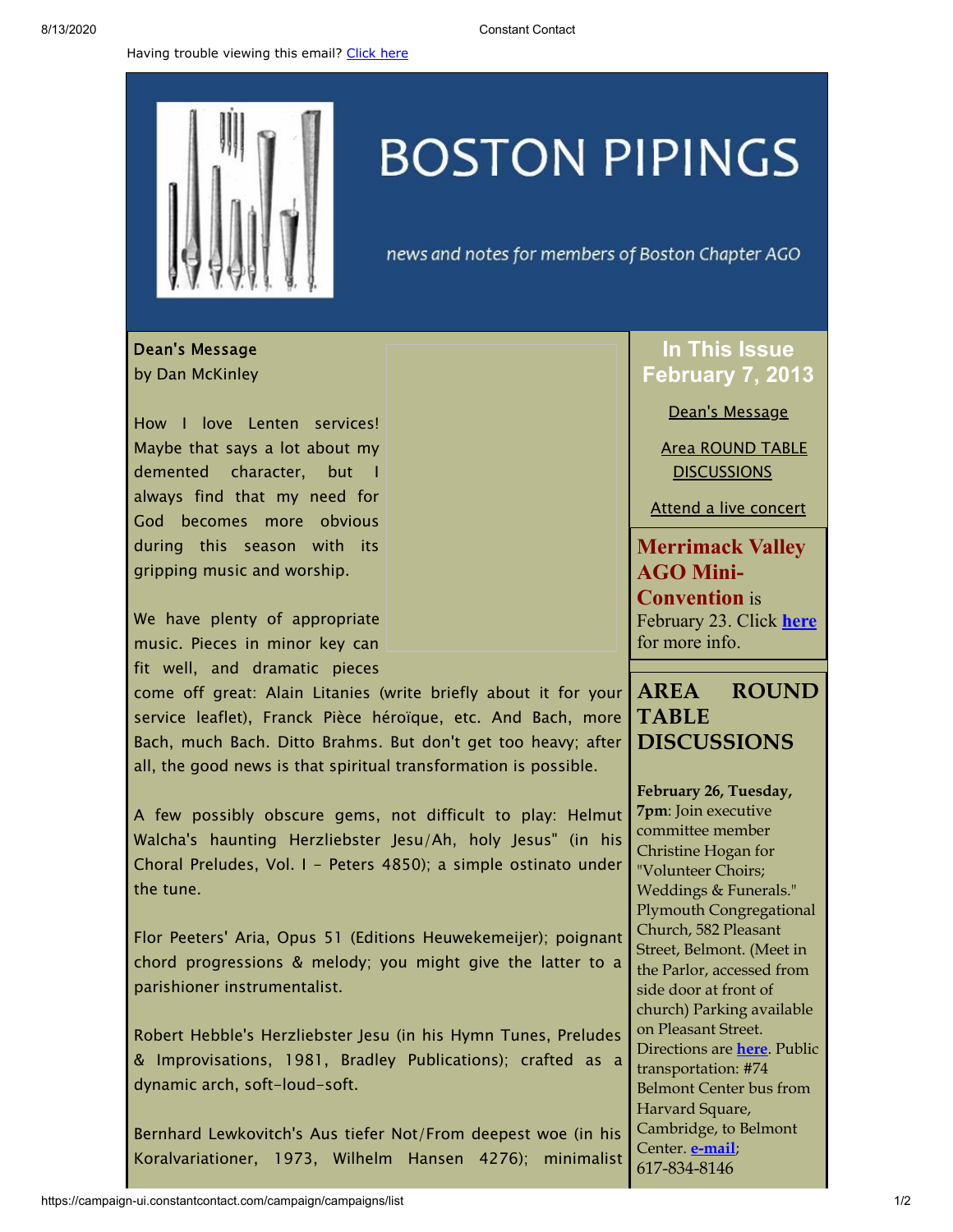Having trouble viewing this email? Click here

# BOSTON PIPINGS

*news and notes for members of Boston Chapter AGO*

## Dean's Message
by Dan McKinley

How I love Lenten services! Maybe that says a lot about my demented character, but I always find that my need for God becomes more obvious during this season with its gripping music and worship.

We have plenty of appropriate music. Pieces in minor key can fit well, and dramatic pieces come off great: Alain Litanies (write briefly about it for your service leaflet), Franck Pièce héroïque, etc. And Bach, more Bach, much Bach. Ditto Brahms. But don't get too heavy; after all, the good news is that spiritual transformation is possible.

A few possibly obscure gems, not difficult to play: Helmut Walcha's haunting Herzliebster Jesu/Ah, holy Jesus" (in his Choral Preludes, Vol. I - Peters 4850); a simple ostinato under the tune.

Flor Peeters' Aria, Opus 51 (Editions Heuwekemeijer); poignant chord progressions & melody; you might give the latter to a parishioner instrumentalist.

Robert Hebble's Herzliebster Jesu (in his Hymn Tunes, Preludes & Improvisations, 1981, Bradley Publications); crafted as a dynamic arch, soft-loud-soft.

Bernhard Lewkovitch's Aus tiefer Not/From deepest woe (in his Koralvariationer, 1973, Wilhelm Hansen 4276); minimalist

## In This Issue
**February 7, 2013**

Dean's Message

Area ROUND TABLE DISCUSSIONS

Attend a live concert

**Merrimack Valley AGO Mini-Convention** is February 23. Click **here** for more info.

## AREA ROUND TABLE DISCUSSIONS

**February 26, Tuesday, 7pm**: Join executive committee member Christine Hogan for "Volunteer Choirs; Weddings & Funerals." Plymouth Congregational Church, 582 Pleasant Street, Belmont. (Meet in the Parlor, accessed from side door at front of church) Parking available on Pleasant Street. Directions are **here**. Public transportation: #74 Belmont Center bus from Harvard Square, Cambridge, to Belmont Center. **e-mail**; 617-834-8146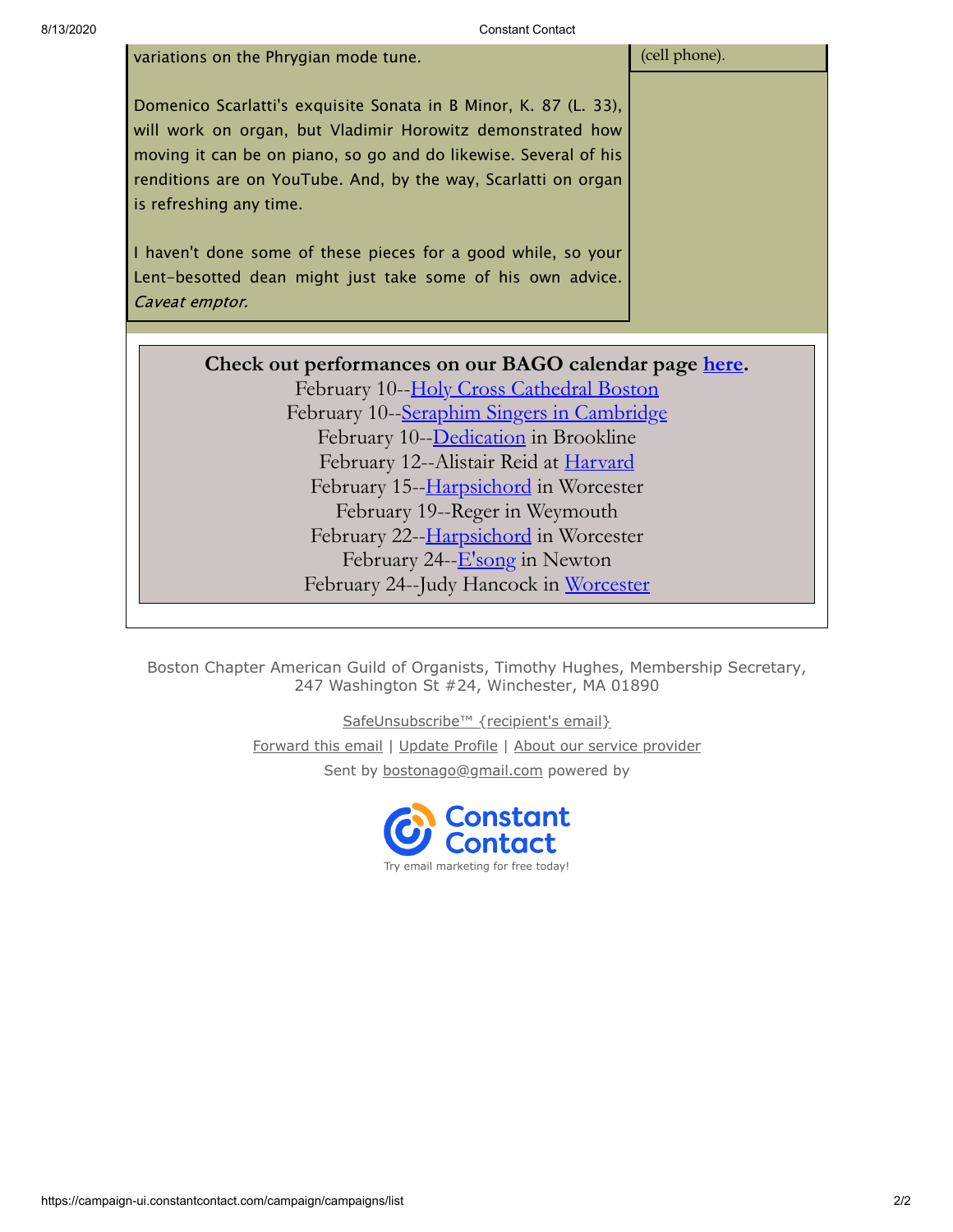variations on the Phrygian mode tune.

Domenico Scarlatti's exquisite Sonata in B Minor, K. 87 (L. 33), will work on organ, but Vladimir Horowitz demonstrated how moving it can be on piano, so go and do likewise. Several of his renditions are on YouTube. And, by the way, Scarlatti on organ is refreshing any time.

I haven't done some of these pieces for a good while, so your Lent-besotted dean might just take some of his own advice. *Caveat emptor.*

(cell phone).

**Check out performances on our BAGO calendar page here.**

February 10--Holy Cross Cathedral Boston
February 10--Seraphim Singers in Cambridge
February 10--Dedication in Brookline
February 12--Alistair Reid at Harvard
February 15--Harpsichord in Worcester
February 19--Reger in Weymouth
February 22--Harpsichord in Worcester
February 24--E'song in Newton
February 24--Judy Hancock in Worcester

Boston Chapter American Guild of Organists, Timothy Hughes, Membership Secretary, 247 Washington St #24, Winchester, MA 01890

SafeUnsubscribe™ {recipient's email}

Forward this email | Update Profile | About our service provider

Sent by bostonago@gmail.com powered by

Constant Contact

Try email marketing for free today!